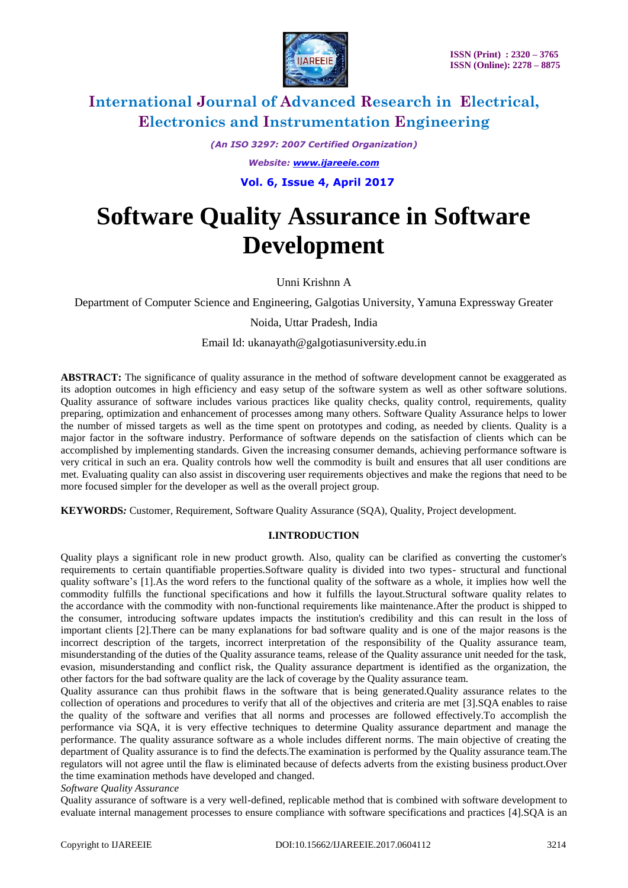# International Journal of Advanced Research in Electrical, Electronics and Instrumentation Engineering

*(An ISO 3297: 2007 Certified Organization)*

*Website: www.ijareeie.com*

**Vol. 6, Issue 4, April 2017**

# Software Quality Assurance in Software Development

Unni Krishnn A

Department of Computer Science and Engineering, Galgotias University, Yamuna Expressway Greater Noida, Uttar Pradesh, India

Email Id: ukanayath@galgotiasuniversity.edu.in

**ABSTRACT:** The significance of quality assurance in the method of software development cannot be exaggerated as its adoption outcomes in high efficiency and easy setup of the software system as well as other software solutions. Quality assurance of software includes various practices like quality checks, quality control, requirements, quality preparing, optimization and enhancement of processes among many others. Software Quality Assurance helps to lower the number of missed targets as well as the time spent on prototypes and coding, as needed by clients. Quality is a major factor in the software industry. Performance of software depends on the satisfaction of clients which can be accomplished by implementing standards. Given the increasing consumer demands, achieving performance software is very critical in such an era. Quality controls how well the commodity is built and ensures that all user conditions are met. Evaluating quality can also assist in discovering user requirements objectives and make the regions that need to be more focused simpler for the developer as well as the overall project group.

**KEYWORDS***:* Customer, Requirement, Software Quality Assurance (SQA), Quality, Project development.

## I.INTRODUCTION

Quality plays a significant role in new product growth. Also, quality can be clarified as converting the customer's requirements to certain quantifiable properties.Software quality is divided into two types- structural and functional quality software's [1].As the word refers to the functional quality of the software as a whole, it implies how well the commodity fulfills the functional specifications and how it fulfills the layout.Structural software quality relates to the accordance with the commodity with non-functional requirements like maintenance.After the product is shipped to the consumer, introducing software updates impacts the institution's credibility and this can result in the loss of important clients [2].There can be many explanations for bad software quality and is one of the major reasons is the incorrect description of the targets, incorrect interpretation of the responsibility of the Quality assurance team, misunderstanding of the duties of the Quality assurance teams, release of the Quality assurance unit needed for the task, evasion, misunderstanding and conflict risk, the Quality assurance department is identified as the organization, the other factors for the bad software quality are the lack of coverage by the Quality assurance team.

Quality assurance can thus prohibit flaws in the software that is being generated.Quality assurance relates to the collection of operations and procedures to verify that all of the objectives and criteria are met [3].SQA enables to raise the quality of the software and verifies that all norms and processes are followed effectively.To accomplish the performance via SQA, it is very effective techniques to determine Quality assurance department and manage the performance. The quality assurance software as a whole includes different norms. The main objective of creating the department of Quality assurance is to find the defects.The examination is performed by the Quality assurance team.The regulators will not agree until the flaw is eliminated because of defects adverts from the existing business product.Over the time examination methods have developed and changed.

*Software Quality Assurance*

Quality assurance of software is a very well-defined, replicable method that is combined with software development to evaluate internal management processes to ensure compliance with software specifications and practices [4].SQA is an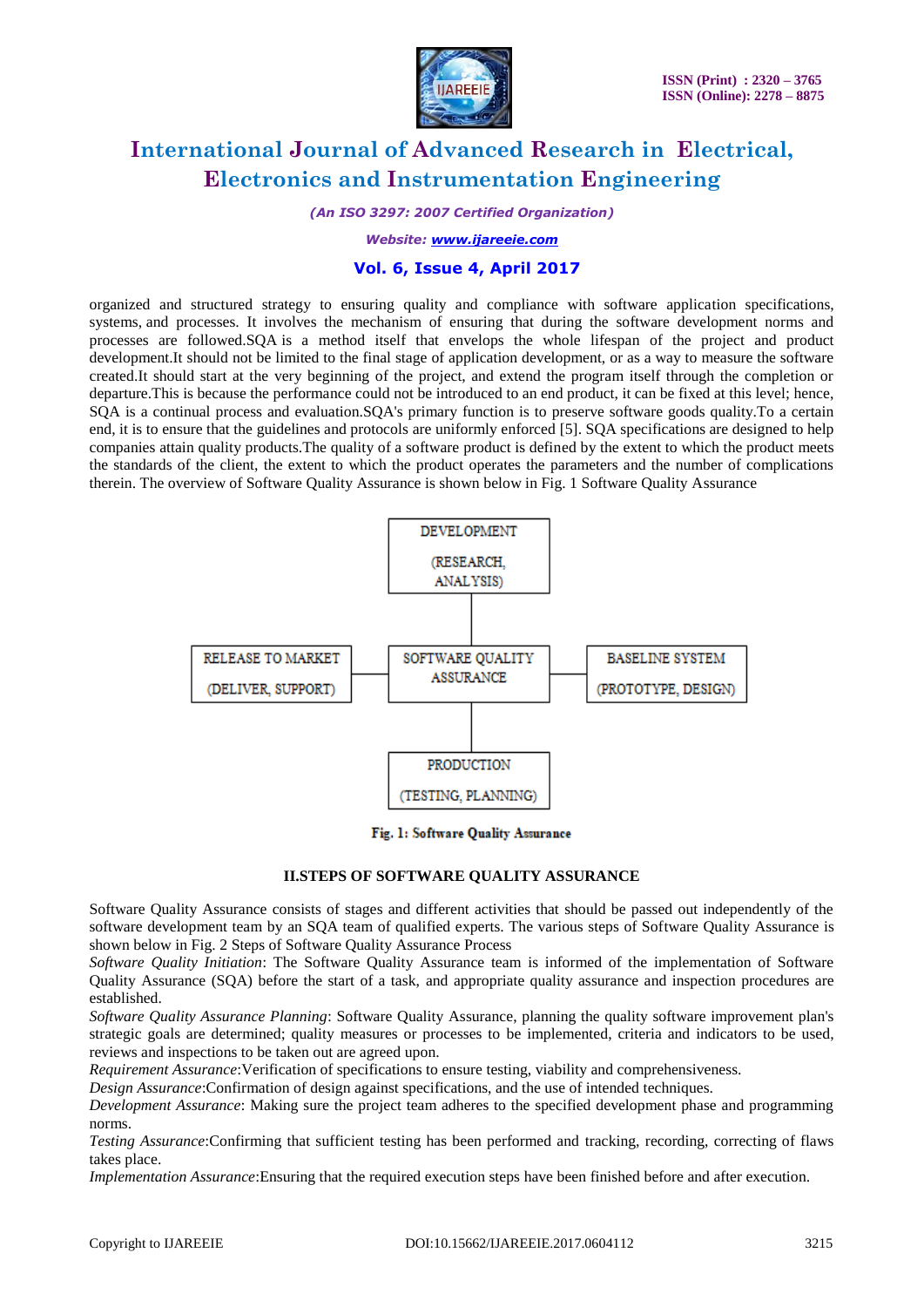organized and structured strategy to ensuring quality and compliance with software application specifications, systems, and processes. It involves the mechanism of ensuring that during the software development norms and processes are followed.SQA is a method itself that envelops the whole lifespan of the project and product development.It should not be limited to the final stage of application development, or as a way to measure the software created.It should start at the very beginning of the project, and extend the program itself through the completion or departure.This is because the performance could not be introduced to an end product, it can be fixed at this level; hence, SQA is a continual process and evaluation.SQA's primary function is to preserve software goods quality.To a certain end, it is to ensure that the guidelines and protocols are uniformly enforced [5]. SQA specifications are designed to help companies attain quality products.The quality of a software product is defined by the extent to which the product meets the standards of the client, the extent to which the product operates the parameters and the number of complications therein. The overview of Software Quality Assurance is shown below in Fig. 1 Software Quality Assurance

DEVELOPMENT (RESEARCH, ANALYSIS)

RELEASE TO MARKET (DELIVER, SUPPORT)

SOFTWARE QUALITY ASSURANCE

BASELINE SYSTEM (PROTOTYPE, DESIGN)

PRODUCTION (TESTING, PLANNING)

**Fig. 1: Software Quality Assurance**

## II.STEPS OF SOFTWARE QUALITY ASSURANCE

Software Quality Assurance consists of stages and different activities that should be passed out independently of the software development team by an SQA team of qualified experts. The various steps of Software Quality Assurance is shown below in Fig. 2 Steps of Software Quality Assurance Process

*Software Quality Initiation*: The Software Quality Assurance team is informed of the implementation of Software Quality Assurance (SQA) before the start of a task, and appropriate quality assurance and inspection procedures are established.

*Software Quality Assurance Planning*: Software Quality Assurance, planning the quality software improvement plan's strategic goals are determined; quality measures or processes to be implemented, criteria and indicators to be used, reviews and inspections to be taken out are agreed upon.

*Requirement Assurance*:Verification of specifications to ensure testing, viability and comprehensiveness.

*Design Assurance*:Confirmation of design against specifications, and the use of intended techniques.

*Development Assurance*: Making sure the project team adheres to the specified development phase and programming norms.

*Testing Assurance*:Confirming that sufficient testing has been performed and tracking, recording, correcting of flaws takes place.

*Implementation Assurance*:Ensuring that the required execution steps have been finished before and after execution.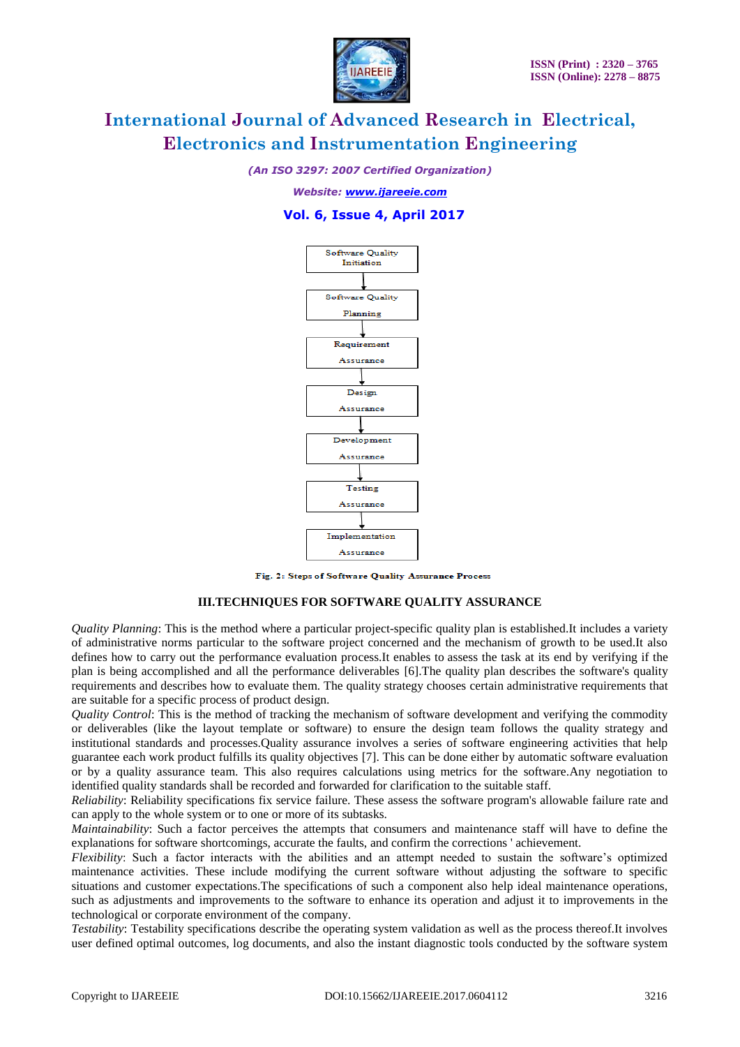Software Quality Initiation → Software Quality Planning → Requirement Assurance → Design Assurance → Development Assurance → Testing Assurance → Implementation Assurance

Fig. 2: Steps of Software Quality Assurance Process

## III.TECHNIQUES FOR SOFTWARE QUALITY ASSURANCE

*Quality Planning*: This is the method where a particular project-specific quality plan is established.It includes a variety of administrative norms particular to the software project concerned and the mechanism of growth to be used.It also defines how to carry out the performance evaluation process.It enables to assess the task at its end by verifying if the plan is being accomplished and all the performance deliverables [6].The quality plan describes the software's quality requirements and describes how to evaluate them. The quality strategy chooses certain administrative requirements that are suitable for a specific process of product design.

*Quality Control*: This is the method of tracking the mechanism of software development and verifying the commodity or deliverables (like the layout template or software) to ensure the design team follows the quality strategy and institutional standards and processes.Quality assurance involves a series of software engineering activities that help guarantee each work product fulfills its quality objectives [7]. This can be done either by automatic software evaluation or by a quality assurance team. This also requires calculations using metrics for the software.Any negotiation to identified quality standards shall be recorded and forwarded for clarification to the suitable staff.

*Reliability*: Reliability specifications fix service failure. These assess the software program's allowable failure rate and can apply to the whole system or to one or more of its subtasks.

*Maintainability*: Such a factor perceives the attempts that consumers and maintenance staff will have to define the explanations for software shortcomings, accurate the faults, and confirm the corrections ' achievement.

*Flexibility*: Such a factor interacts with the abilities and an attempt needed to sustain the software's optimized maintenance activities. These include modifying the current software without adjusting the software to specific situations and customer expectations.The specifications of such a component also help ideal maintenance operations, such as adjustments and improvements to the software to enhance its operation and adjust it to improvements in the technological or corporate environment of the company.

*Testability*: Testability specifications describe the operating system validation as well as the process thereof.It involves user defined optimal outcomes, log documents, and also the instant diagnostic tools conducted by the software system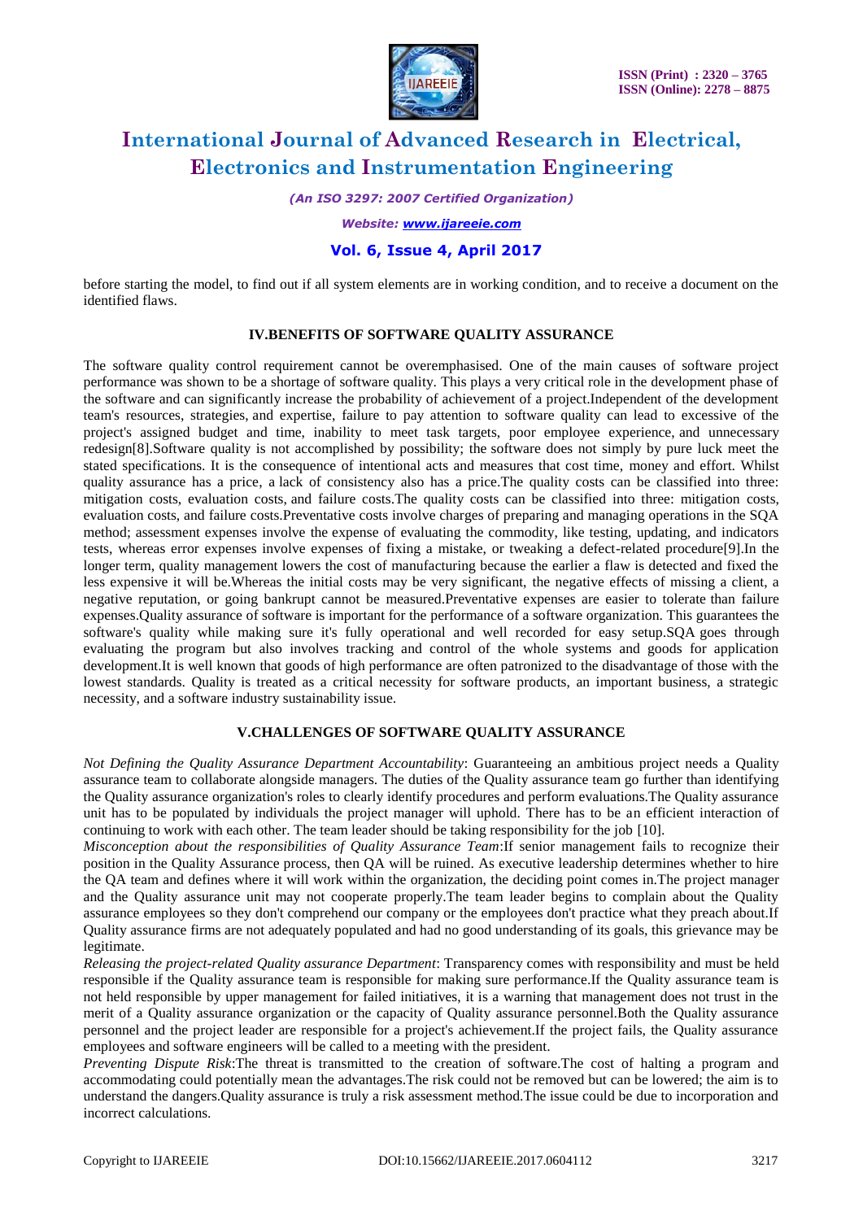before starting the model, to find out if all system elements are in working condition, and to receive a document on the identified flaws.

## IV.BENEFITS OF SOFTWARE QUALITY ASSURANCE

The software quality control requirement cannot be overemphasised. One of the main causes of software project performance was shown to be a shortage of software quality. This plays a very critical role in the development phase of the software and can significantly increase the probability of achievement of a project.Independent of the development team's resources, strategies, and expertise, failure to pay attention to software quality can lead to excessive of the project's assigned budget and time, inability to meet task targets, poor employee experience, and unnecessary redesign[8].Software quality is not accomplished by possibility; the software does not simply by pure luck meet the stated specifications. It is the consequence of intentional acts and measures that cost time, money and effort. Whilst quality assurance has a price, a lack of consistency also has a price.The quality costs can be classified into three: mitigation costs, evaluation costs, and failure costs.The quality costs can be classified into three: mitigation costs, evaluation costs, and failure costs.Preventative costs involve charges of preparing and managing operations in the SQA method; assessment expenses involve the expense of evaluating the commodity, like testing, updating, and indicators tests, whereas error expenses involve expenses of fixing a mistake, or tweaking a defect-related procedure[9].In the longer term, quality management lowers the cost of manufacturing because the earlier a flaw is detected and fixed the less expensive it will be.Whereas the initial costs may be very significant, the negative effects of missing a client, a negative reputation, or going bankrupt cannot be measured.Preventative expenses are easier to tolerate than failure expenses.Quality assurance of software is important for the performance of a software organization. This guarantees the software's quality while making sure it's fully operational and well recorded for easy setup.SQA goes through evaluating the program but also involves tracking and control of the whole systems and goods for application development.It is well known that goods of high performance are often patronized to the disadvantage of those with the lowest standards. Quality is treated as a critical necessity for software products, an important business, a strategic necessity, and a software industry sustainability issue.

## V.CHALLENGES OF SOFTWARE QUALITY ASSURANCE

*Not Defining the Quality Assurance Department Accountability*: Guaranteeing an ambitious project needs a Quality assurance team to collaborate alongside managers. The duties of the Quality assurance team go further than identifying the Quality assurance organization's roles to clearly identify procedures and perform evaluations.The Quality assurance unit has to be populated by individuals the project manager will uphold. There has to be an efficient interaction of continuing to work with each other. The team leader should be taking responsibility for the job [10].

*Misconception about the responsibilities of Quality Assurance Team*:If senior management fails to recognize their position in the Quality Assurance process, then QA will be ruined. As executive leadership determines whether to hire the QA team and defines where it will work within the organization, the deciding point comes in.The project manager and the Quality assurance unit may not cooperate properly.The team leader begins to complain about the Quality assurance employees so they don't comprehend our company or the employees don't practice what they preach about.If Quality assurance firms are not adequately populated and had no good understanding of its goals, this grievance may be legitimate.

*Releasing the project-related Quality assurance Department*: Transparency comes with responsibility and must be held responsible if the Quality assurance team is responsible for making sure performance.If the Quality assurance team is not held responsible by upper management for failed initiatives, it is a warning that management does not trust in the merit of a Quality assurance organization or the capacity of Quality assurance personnel.Both the Quality assurance personnel and the project leader are responsible for a project's achievement.If the project fails, the Quality assurance employees and software engineers will be called to a meeting with the president.

*Preventing Dispute Risk*:The threat is transmitted to the creation of software.The cost of halting a program and accommodating could potentially mean the advantages.The risk could not be removed but can be lowered; the aim is to understand the dangers.Quality assurance is truly a risk assessment method.The issue could be due to incorporation and incorrect calculations.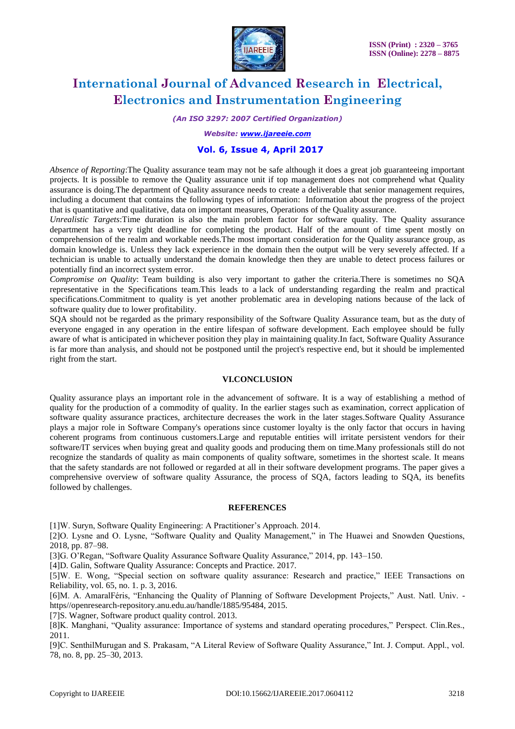*Absence of Reporting*:The Quality assurance team may not be safe although it does a great job guaranteeing important projects. It is possible to remove the Quality assurance unit if top management does not comprehend what Quality assurance is doing.The department of Quality assurance needs to create a deliverable that senior management requires, including a document that contains the following types of information: Information about the progress of the project that is quantitative and qualitative, data on important measures, Operations of the Quality assurance.

*Unrealistic Targets*:Time duration is also the main problem factor for software quality. The Quality assurance department has a very tight deadline for completing the product. Half of the amount of time spent mostly on comprehension of the realm and workable needs.The most important consideration for the Quality assurance group, as domain knowledge is. Unless they lack experience in the domain then the output will be very severely affected. If a technician is unable to actually understand the domain knowledge then they are unable to detect process failures or potentially find an incorrect system error.

*Compromise on Quality*: Team building is also very important to gather the criteria.There is sometimes no SQA representative in the Specifications team.This leads to a lack of understanding regarding the realm and practical specifications.Commitment to quality is yet another problematic area in developing nations because of the lack of software quality due to lower profitability.

SQA should not be regarded as the primary responsibility of the Software Quality Assurance team, but as the duty of everyone engaged in any operation in the entire lifespan of software development. Each employee should be fully aware of what is anticipated in whichever position they play in maintaining quality.In fact, Software Quality Assurance is far more than analysis, and should not be postponed until the project's respective end, but it should be implemented right from the start.

## VI.CONCLUSION

Quality assurance plays an important role in the advancement of software. It is a way of establishing a method of quality for the production of a commodity of quality. In the earlier stages such as examination, correct application of software quality assurance practices, architecture decreases the work in the later stages.Software Quality Assurance plays a major role in Software Company's operations since customer loyalty is the only factor that occurs in having coherent programs from continuous customers.Large and reputable entities will irritate persistent vendors for their software/IT services when buying great and quality goods and producing them on time.Many professionals still do not recognize the standards of quality as main components of quality software, sometimes in the shortest scale. It means that the safety standards are not followed or regarded at all in their software development programs. The paper gives a comprehensive overview of software quality Assurance, the process of SQA, factors leading to SQA, its benefits followed by challenges.

## REFERENCES

[1]W. Suryn, Software Quality Engineering: A Practitioner's Approach. 2014.

[2]O. Lysne and O. Lysne, "Software Quality and Quality Management," in The Huawei and Snowden Questions, 2018, pp. 87–98.

[3]G. O'Regan, "Software Quality Assurance Software Quality Assurance," 2014, pp. 143–150.

[4]D. Galin, Software Quality Assurance: Concepts and Practice. 2017.

[5]W. E. Wong, "Special section on software quality assurance: Research and practice," IEEE Transactions on Reliability, vol. 65, no. 1. p. 3, 2016.

[6]M. A. AmaralFéris, "Enhancing the Quality of Planning of Software Development Projects," Aust. Natl. Univ. - https//openresearch-repository.anu.edu.au/handle/1885/95484, 2015.

[7]S. Wagner, Software product quality control. 2013.

[8]K. Manghani, "Quality assurance: Importance of systems and standard operating procedures," Perspect. Clin.Res., 2011.

[9]C. SenthilMurugan and S. Prakasam, "A Literal Review of Software Quality Assurance," Int. J. Comput. Appl., vol. 78, no. 8, pp. 25–30, 2013.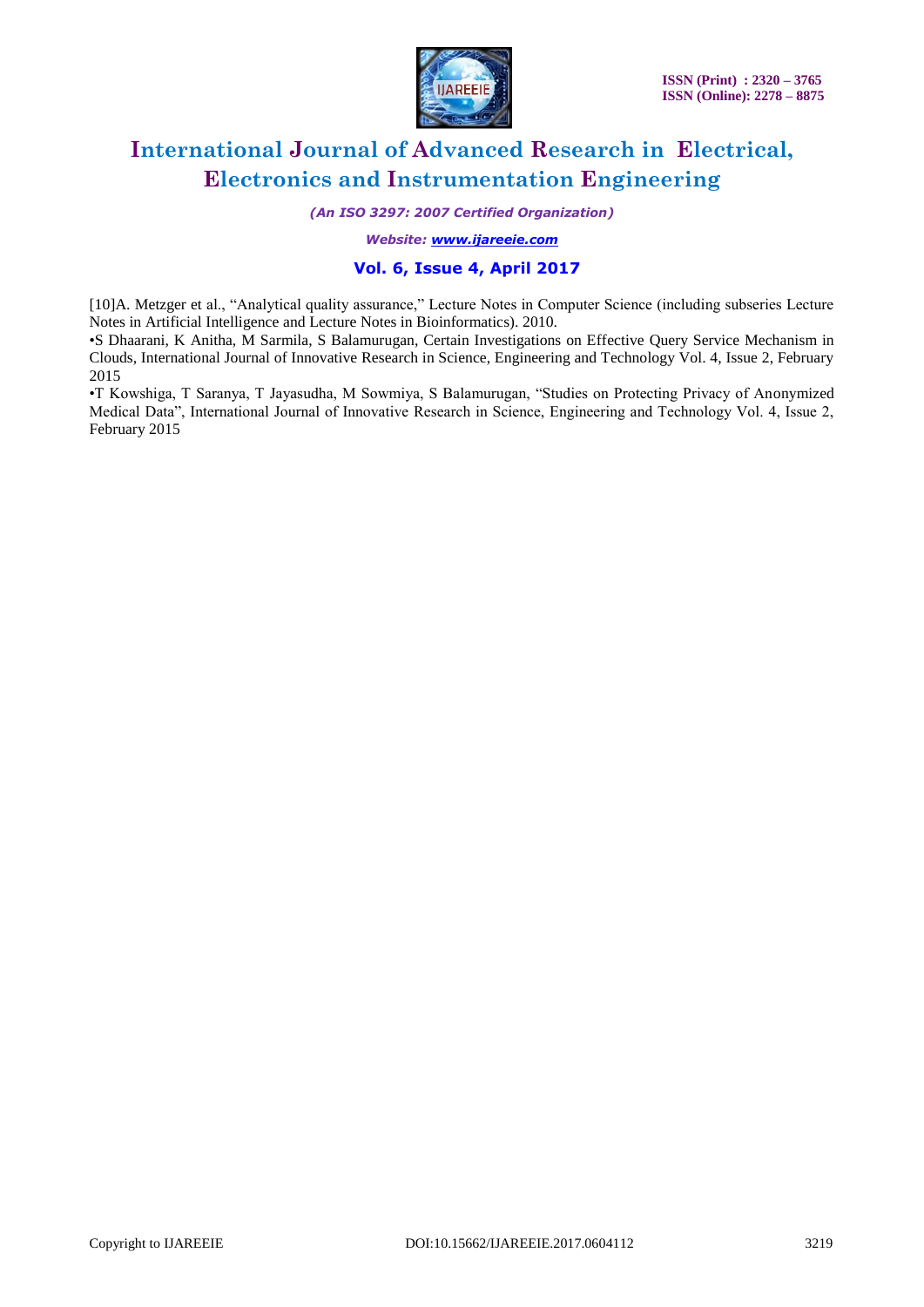[10]A. Metzger et al., "Analytical quality assurance," Lecture Notes in Computer Science (including subseries Lecture Notes in Artificial Intelligence and Lecture Notes in Bioinformatics). 2010.

•S Dhaarani, K Anitha, M Sarmila, S Balamurugan, Certain Investigations on Effective Query Service Mechanism in Clouds, International Journal of Innovative Research in Science, Engineering and Technology Vol. 4, Issue 2, February 2015

•T Kowshiga, T Saranya, T Jayasudha, M Sowmiya, S Balamurugan, "Studies on Protecting Privacy of Anonymized Medical Data", International Journal of Innovative Research in Science, Engineering and Technology Vol. 4, Issue 2, February 2015